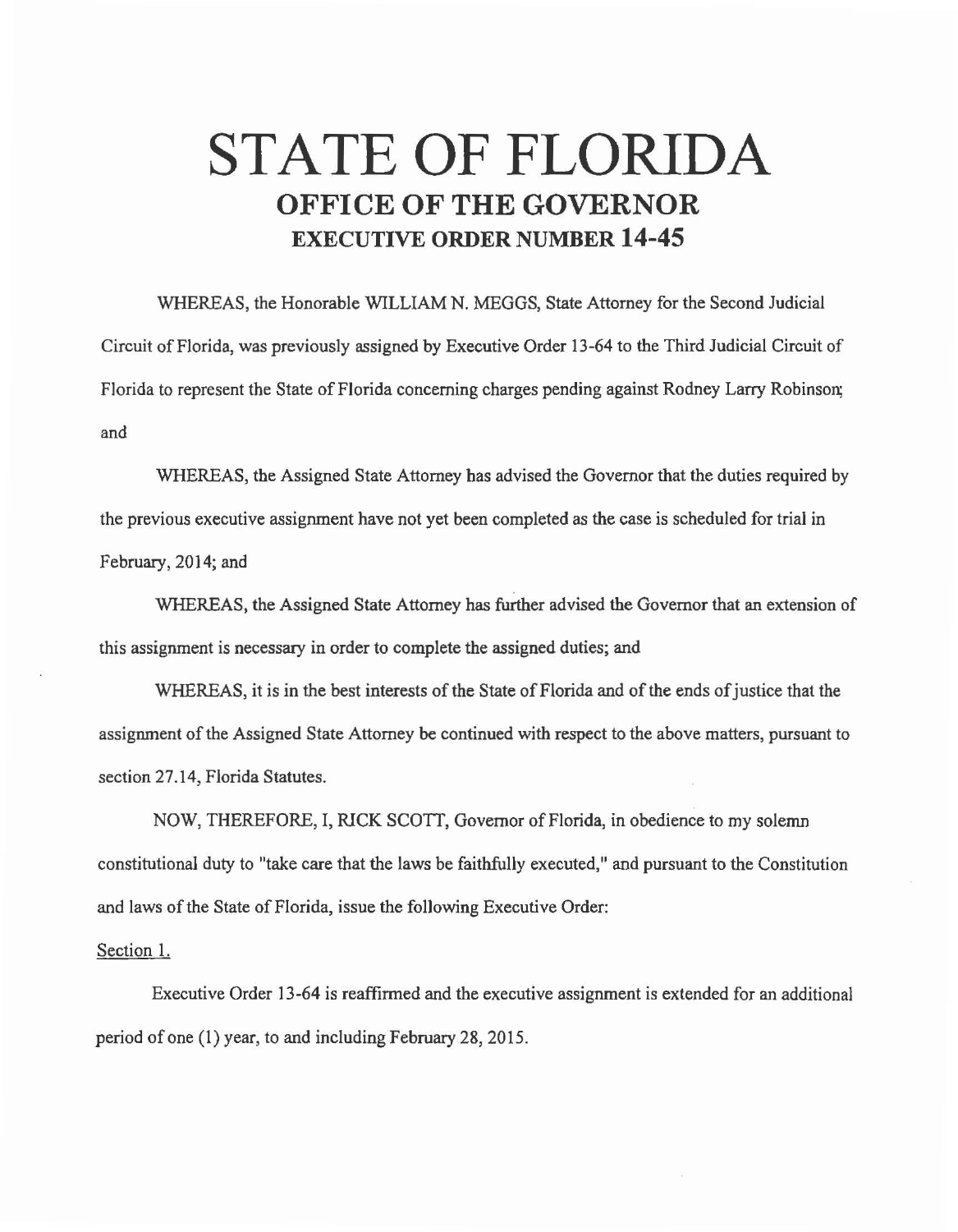# STATE OF FLORIDA

## OFFICE OF THE GOVERNOR

### EXECUTIVE ORDER NUMBER 14-45

WHEREAS, the Honorable WILLIAM N. MEGGS, State Attorney for the Second Judicial Circuit of Florida, was previously assigned by Executive Order 13-64 to the Third Judicial Circuit of Florida to represent the State of Florida concerning charges pending against Rodney Larry Robinson; and

WHEREAS, the Assigned State Attorney has advised the Governor that the duties required by the previous executive assignment have not yet been completed as the case is scheduled for trial in February, 2014; and

WHEREAS, the Assigned State Attorney has further advised the Governor that an extension of this assignment is necessary in order to complete the assigned duties; and

WHEREAS, it is in the best interests of the State of Florida and of the ends of justice that the assignment of the Assigned State Attorney be continued with respect to the above matters, pursuant to section 27.14, Florida Statutes.

NOW, THEREFORE, I, RICK SCOTT, Governor of Florida, in obedience to my solemn constitutional duty to "take care that the laws be faithfully executed," and pursuant to the Constitution and laws of the State of Florida, issue the following Executive Order:

<u>Section 1.</u>

Executive Order 13-64 is reaffirmed and the executive assignment is extended for an additional period of one (1) year, to and including February 28, 2015.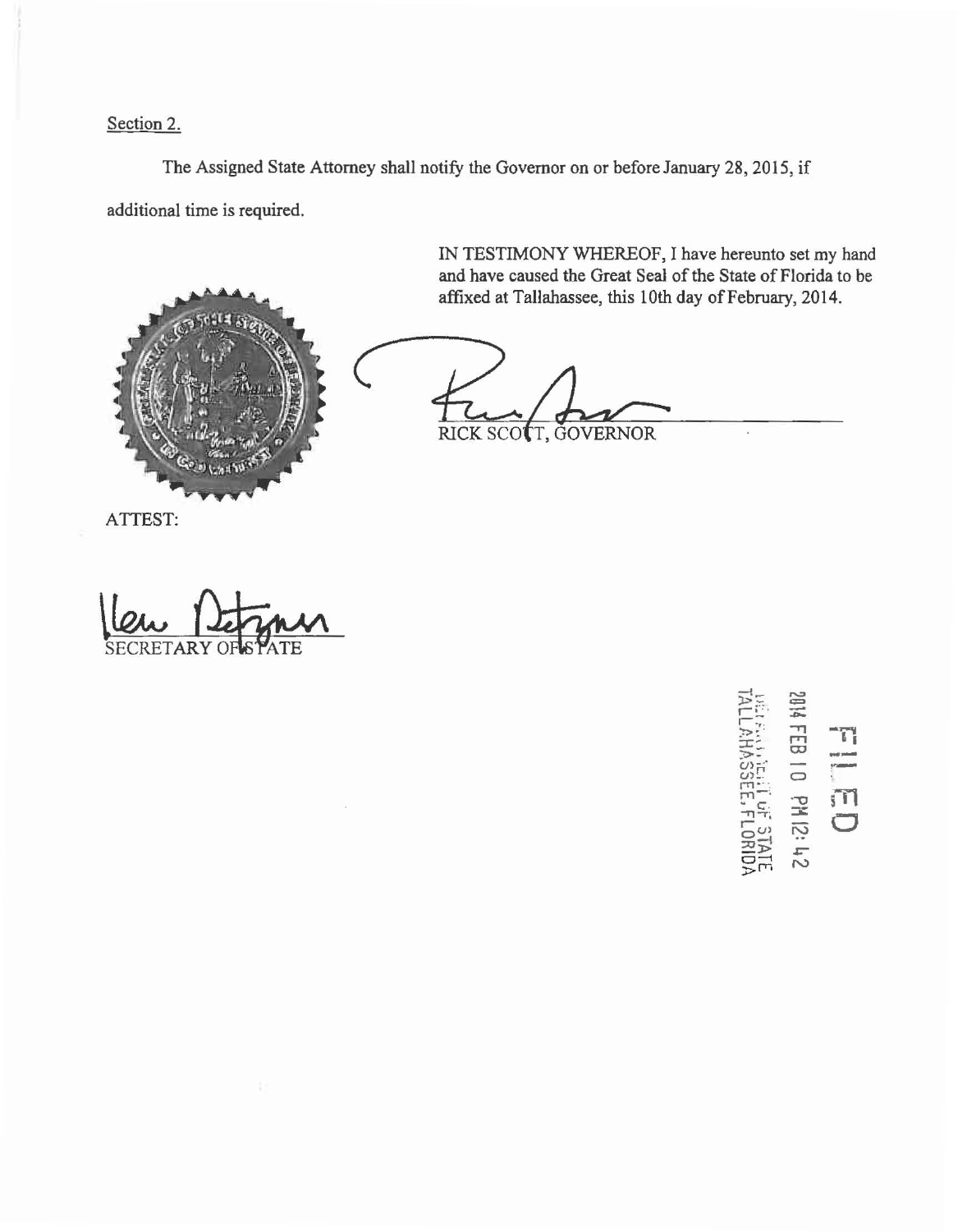Section 2.

The Assigned State Attorney shall notify the Governor on or before January 28, 2015, if additional time is required.

IN TESTIMONY WHEREOF, I have hereunto set my hand and have caused the Great Seal of the State of Florida to be affixed at Tallahassee, this 10th day of February, 2014.

RICK SCOTT, GOVERNOR

ATTEST:

SECRETARY OF STATE

FILED

2014 FEB 10 PM 12:42

DEPARTMENT OF STATE
TALLAHASSEE, FLORIDA